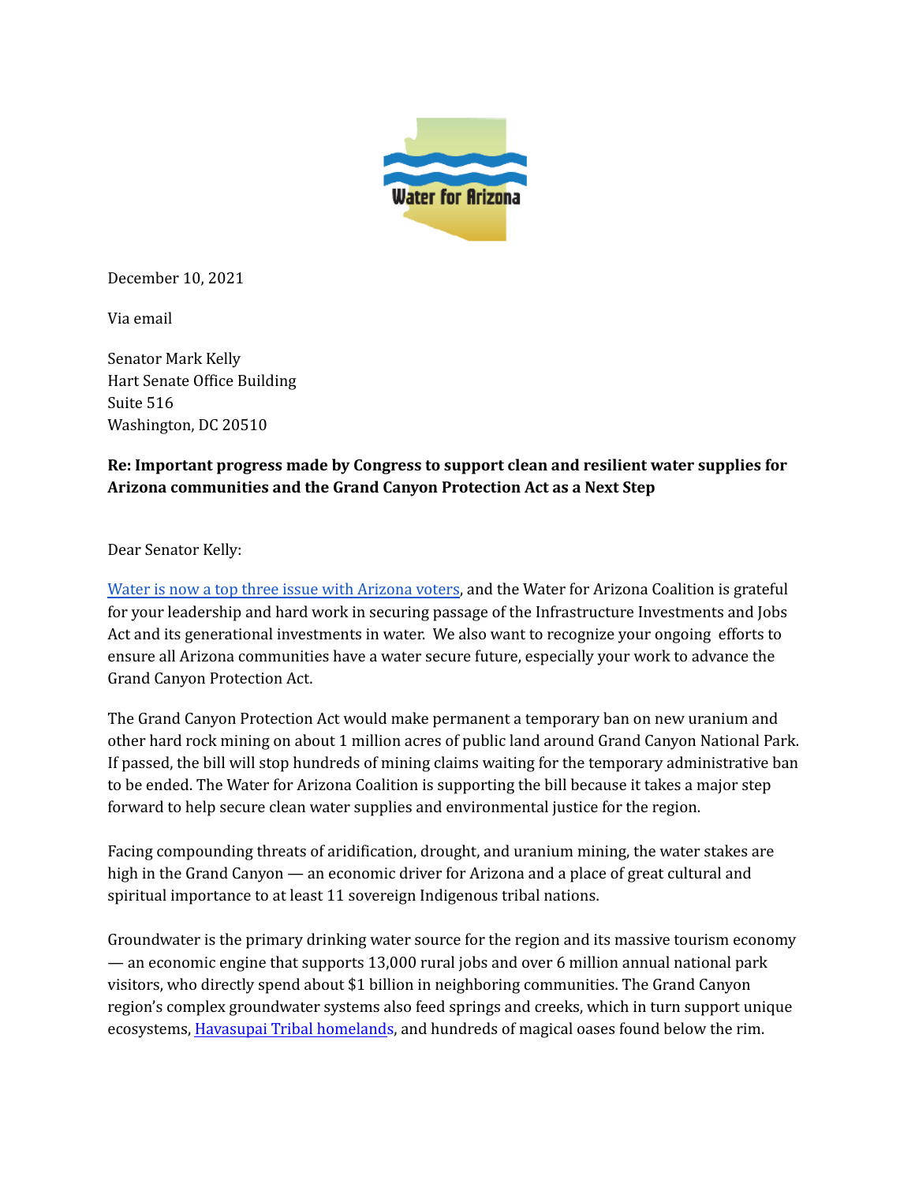Water for Arizona

December 10, 2021

Via email

Senator Mark Kelly
Hart Senate Office Building
Suite 516
Washington, DC 20510

**Re: Important progress made by Congress to support clean and resilient water supplies for Arizona communities and the Grand Canyon Protection Act as a Next Step**

Dear Senator Kelly:

Water is now a top three issue with Arizona voters, and the Water for Arizona Coalition is grateful for your leadership and hard work in securing passage of the Infrastructure Investments and Jobs Act and its generational investments in water. We also want to recognize your ongoing efforts to ensure all Arizona communities have a water secure future, especially your work to advance the Grand Canyon Protection Act.

The Grand Canyon Protection Act would make permanent a temporary ban on new uranium and other hard rock mining on about 1 million acres of public land around Grand Canyon National Park. If passed, the bill will stop hundreds of mining claims waiting for the temporary administrative ban to be ended. The Water for Arizona Coalition is supporting the bill because it takes a major step forward to help secure clean water supplies and environmental justice for the region.

Facing compounding threats of aridification, drought, and uranium mining, the water stakes are high in the Grand Canyon — an economic driver for Arizona and a place of great cultural and spiritual importance to at least 11 sovereign Indigenous tribal nations.

Groundwater is the primary drinking water source for the region and its massive tourism economy — an economic engine that supports 13,000 rural jobs and over 6 million annual national park visitors, who directly spend about $1 billion in neighboring communities. The Grand Canyon region's complex groundwater systems also feed springs and creeks, which in turn support unique ecosystems, Havasupai Tribal homelands, and hundreds of magical oases found below the rim.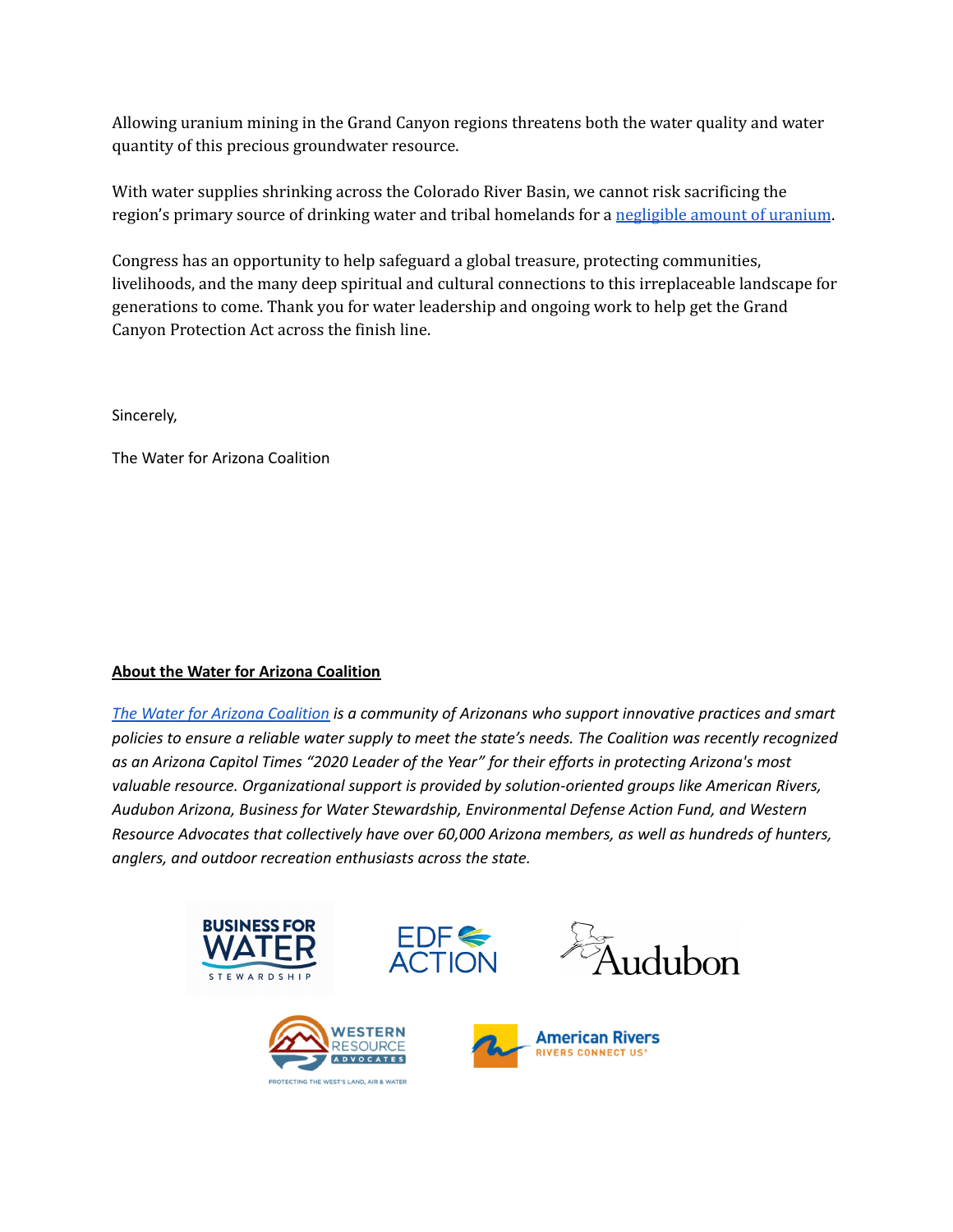Allowing uranium mining in the Grand Canyon regions threatens both the water quality and water quantity of this precious groundwater resource.

With water supplies shrinking across the Colorado River Basin, we cannot risk sacrificing the region's primary source of drinking water and tribal homelands for a [negligible amount of uranium](#).

Congress has an opportunity to help safeguard a global treasure, protecting communities, livelihoods, and the many deep spiritual and cultural connections to this irreplaceable landscape for generations to come. Thank you for water leadership and ongoing work to help get the Grand Canyon Protection Act across the finish line.

Sincerely,

The Water for Arizona Coalition

**About the Water for Arizona Coalition**

*[The Water for Arizona Coalition](#) is a community of Arizonans who support innovative practices and smart policies to ensure a reliable water supply to meet the state's needs. The Coalition was recently recognized as an Arizona Capitol Times "2020 Leader of the Year" for their efforts in protecting Arizona's most valuable resource. Organizational support is provided by solution-oriented groups like American Rivers, Audubon Arizona, Business for Water Stewardship, Environmental Defense Action Fund, and Western Resource Advocates that collectively have over 60,000 Arizona members, as well as hundreds of hunters, anglers, and outdoor recreation enthusiasts across the state.*